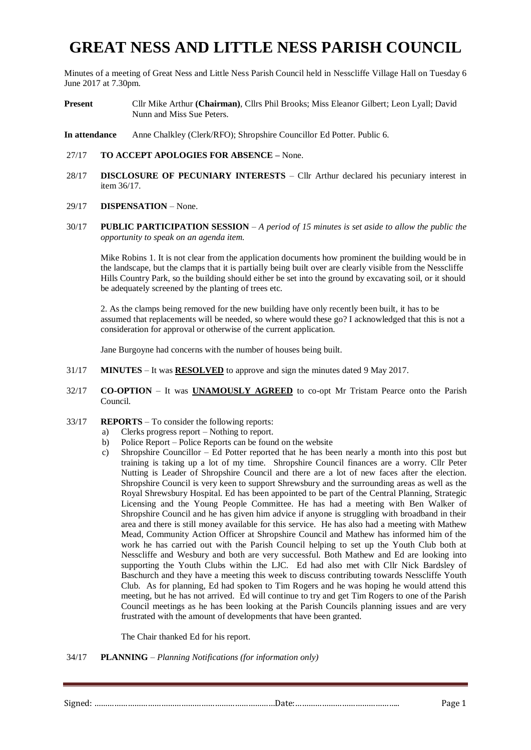# GREAT NESS AND LITTLE NESS PARISH COUNCIL

Minutes of a meeting of Great Ness and Little Ness Parish Council held in Nesscliffe Village Hall on Tuesday 6 June 2017 at 7.30pm.

**Present** Cllr Mike Arthur **(Chairman)**, Cllrs Phil Brooks; Miss Eleanor Gilbert; Leon Lyall; David Nunn and Miss Sue Peters.

**In attendance** Anne Chalkley (Clerk/RFO); Shropshire Councillor Ed Potter. Public 6.

27/17 **TO ACCEPT APOLOGIES FOR ABSENCE –** None.

28/17 **DISCLOSURE OF PECUNIARY INTERESTS** – Cllr Arthur declared his pecuniary interest in item 36/17.

29/17 **DISPENSATION** – None.

30/17 **PUBLIC PARTICIPATION SESSION** – *A period of 15 minutes is set aside to allow the public the opportunity to speak on an agenda item.*

Mike Robins 1. It is not clear from the application documents how prominent the building would be in the landscape, but the clamps that it is partially being built over are clearly visible from the Nesscliffe Hills Country Park, so the building should either be set into the ground by excavating soil, or it should be adequately screened by the planting of trees etc.

2. As the clamps being removed for the new building have only recently been built, it has to be assumed that replacements will be needed, so where would these go? I acknowledged that this is not a consideration for approval or otherwise of the current application.

Jane Burgoyne had concerns with the number of houses being built.

31/17 **MINUTES** – It was **RESOLVED** to approve and sign the minutes dated 9 May 2017.

32/17 **CO-OPTION** – It was **UNAMOUSLY AGREED** to co-opt Mr Tristam Pearce onto the Parish Council.

33/17 **REPORTS** – To consider the following reports:

a) Clerks progress report – Nothing to report.
b) Police Report – Police Reports can be found on the website
c) Shropshire Councillor – Ed Potter reported that he has been nearly a month into this post but training is taking up a lot of my time. Shropshire Council finances are a worry. Cllr Peter Nutting is Leader of Shropshire Council and there are a lot of new faces after the election. Shropshire Council is very keen to support Shrewsbury and the surrounding areas as well as the Royal Shrewsbury Hospital. Ed has been appointed to be part of the Central Planning, Strategic Licensing and the Young People Committee. He has had a meeting with Ben Walker of Shropshire Council and he has given him advice if anyone is struggling with broadband in their area and there is still money available for this service. He has also had a meeting with Mathew Mead, Community Action Officer at Shropshire Council and Mathew has informed him of the work he has carried out with the Parish Council helping to set up the Youth Club both at Nesscliffe and Wesbury and both are very successful. Both Mathew and Ed are looking into supporting the Youth Clubs within the LJC. Ed had also met with Cllr Nick Bardsley of Baschurch and they have a meeting this week to discuss contributing towards Nesscliffe Youth Club. As for planning, Ed had spoken to Tim Rogers and he was hoping he would attend this meeting, but he has not arrived. Ed will continue to try and get Tim Rogers to one of the Parish Council meetings as he has been looking at the Parish Councils planning issues and are very frustrated with the amount of developments that have been granted.

The Chair thanked Ed for his report.

34/17 **PLANNING** – *Planning Notifications (for information only)*

Signed: ……………………………………………………………………Date:………………………………………..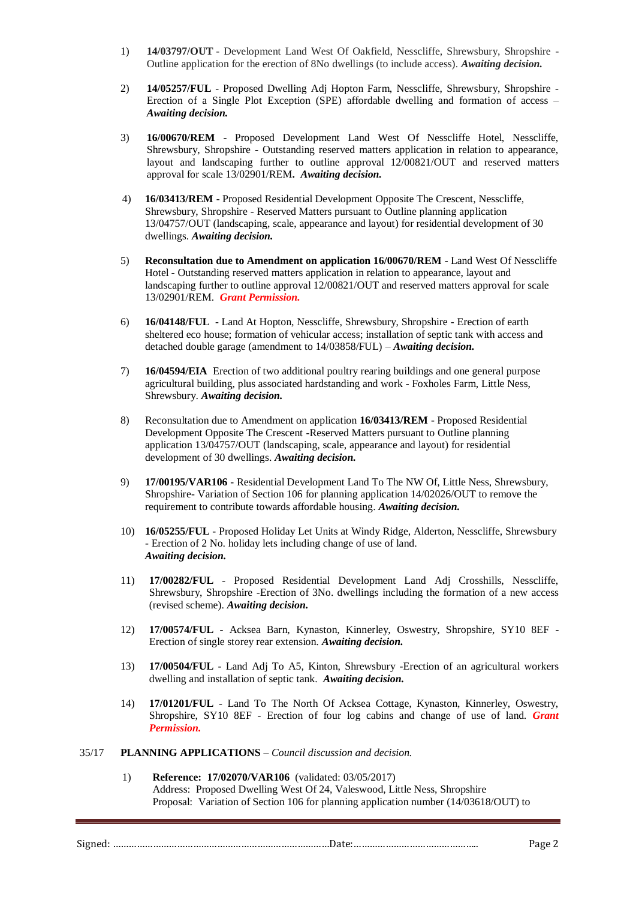1) **14/03797/OUT** - Development Land West Of Oakfield, Nesscliffe, Shrewsbury, Shropshire - Outline application for the erection of 8No dwellings (to include access). ***Awaiting decision.***

2) **14/05257/FUL** - Proposed Dwelling Adj Hopton Farm, Nesscliffe, Shrewsbury, Shropshire - Erection of a Single Plot Exception (SPE) affordable dwelling and formation of access – ***Awaiting decision.***

3) **16/00670/REM** - Proposed Development Land West Of Nesscliffe Hotel, Nesscliffe, Shrewsbury, Shropshire **-** Outstanding reserved matters application in relation to appearance, layout and landscaping further to outline approval 12/00821/OUT and reserved matters approval for scale 13/02901/REM**.** ***Awaiting decision.***

4) **16/03413/REM** - Proposed Residential Development Opposite The Crescent, Nesscliffe, Shrewsbury, Shropshire - Reserved Matters pursuant to Outline planning application 13/04757/OUT (landscaping, scale, appearance and layout) for residential development of 30 dwellings. ***Awaiting decision.***

5) **Reconsultation due to Amendment on application 16/00670/REM** - Land West Of Nesscliffe Hotel **-** Outstanding reserved matters application in relation to appearance, layout and landscaping further to outline approval 12/00821/OUT and reserved matters approval for scale 13/02901/REM. ***Grant Permission.***

6) **16/04148/FUL** - Land At Hopton, Nesscliffe, Shrewsbury, Shropshire - Erection of earth sheltered eco house; formation of vehicular access; installation of septic tank with access and detached double garage (amendment to 14/03858/FUL) – ***Awaiting decision.***

7) **16/04594/EIA** Erection of two additional poultry rearing buildings and one general purpose agricultural building, plus associated hardstanding and work - Foxholes Farm, Little Ness, Shrewsbury. ***Awaiting decision.***

8) Reconsultation due to Amendment on application **16/03413/REM** - Proposed Residential Development Opposite The Crescent -Reserved Matters pursuant to Outline planning application 13/04757/OUT (landscaping, scale, appearance and layout) for residential development of 30 dwellings. ***Awaiting decision.***

9) **17/00195/VAR106** - Residential Development Land To The NW Of, Little Ness, Shrewsbury, Shropshire- Variation of Section 106 for planning application 14/02026/OUT to remove the requirement to contribute towards affordable housing. ***Awaiting decision.***

10) **16/05255/FUL** - Proposed Holiday Let Units at Windy Ridge, Alderton, Nesscliffe, Shrewsbury - Erection of 2 No. holiday lets including change of use of land. ***Awaiting decision.***

11) **17/00282/FUL** - Proposed Residential Development Land Adj Crosshills, Nesscliffe, Shrewsbury, Shropshire -Erection of 3No. dwellings including the formation of a new access (revised scheme). ***Awaiting decision.***

12) **17/00574/FUL** - Acksea Barn, Kynaston, Kinnerley, Oswestry, Shropshire, SY10 8EF - Erection of single storey rear extension. ***Awaiting decision.***

13) **17/00504/FUL** - Land Adj To A5, Kinton, Shrewsbury -Erection of an agricultural workers dwelling and installation of septic tank. ***Awaiting decision.***

14) **17/01201/FUL** - Land To The North Of Acksea Cottage, Kynaston, Kinnerley, Oswestry, Shropshire, SY10 8EF - Erection of four log cabins and change of use of land. ***Grant Permission.***

35/17 **PLANNING APPLICATIONS** – *Council discussion and decision.*

1) **Reference: 17/02070/VAR106** (validated: 03/05/2017)
Address: Proposed Dwelling West Of 24, Valeswood, Little Ness, Shropshire
Proposal: Variation of Section 106 for planning application number (14/03618/OUT) to

Signed: ……………………………………………………………………Date:………………………………………..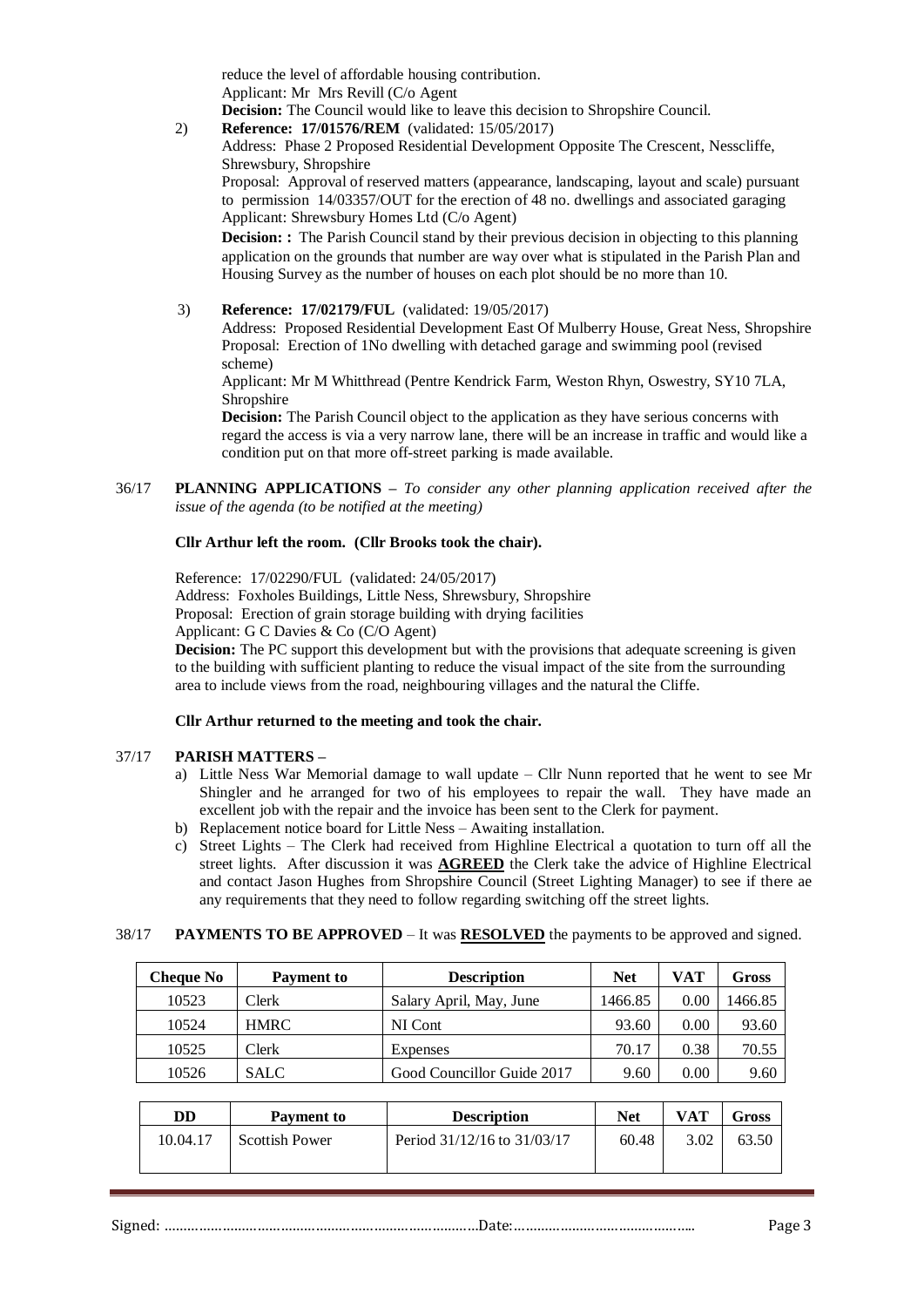reduce the level of affordable housing contribution.
Applicant: Mr  Mrs Revill (C/o Agent
**Decision:** The Council would like to leave this decision to Shropshire Council.

2) **Reference: 17/01576/REM** (validated: 15/05/2017)
Address: Phase 2 Proposed Residential Development Opposite The Crescent, Nesscliffe, Shrewsbury, Shropshire
Proposal: Approval of reserved matters (appearance, landscaping, layout and scale) pursuant to permission 14/03357/OUT for the erection of 48 no. dwellings and associated garaging
Applicant: Shrewsbury Homes Ltd (C/o Agent)
**Decision: :** The Parish Council stand by their previous decision in objecting to this planning application on the grounds that number are way over what is stipulated in the Parish Plan and Housing Survey as the number of houses on each plot should be no more than 10.

3) **Reference: 17/02179/FUL** (validated: 19/05/2017)
Address: Proposed Residential Development East Of Mulberry House, Great Ness, Shropshire
Proposal: Erection of 1No dwelling with detached garage and swimming pool (revised scheme)
Applicant: Mr M Whitthread (Pentre Kendrick Farm, Weston Rhyn, Oswestry, SY10 7LA, Shropshire
**Decision:** The Parish Council object to the application as they have serious concerns with regard the access is via a very narrow lane, there will be an increase in traffic and would like a condition put on that more off-street parking is made available.

36/17 **PLANNING APPLICATIONS –** *To consider any other planning application received after the issue of the agenda (to be notified at the meeting)*

**Cllr Arthur left the room. (Cllr Brooks took the chair).**

Reference: 17/02290/FUL (validated: 24/05/2017)
Address: Foxholes Buildings, Little Ness, Shrewsbury, Shropshire
Proposal: Erection of grain storage building with drying facilities
Applicant: G C Davies & Co (C/O Agent)
**Decision:** The PC support this development but with the provisions that adequate screening is given to the building with sufficient planting to reduce the visual impact of the site from the surrounding area to include views from the road, neighbouring villages and the natural the Cliffe.

**Cllr Arthur returned to the meeting and took the chair.**

37/17 **PARISH MATTERS –**

a) Little Ness War Memorial damage to wall update – Cllr Nunn reported that he went to see Mr Shingler and he arranged for two of his employees to repair the wall. They have made an excellent job with the repair and the invoice has been sent to the Clerk for payment.
b) Replacement notice board for Little Ness – Awaiting installation.
c) Street Lights – The Clerk had received from Highline Electrical a quotation to turn off all the street lights. After discussion it was **AGREED** the Clerk take the advice of Highline Electrical and contact Jason Hughes from Shropshire Council (Street Lighting Manager) to see if there ae any requirements that they need to follow regarding switching off the street lights.

38/17 **PAYMENTS TO BE APPROVED** – It was **RESOLVED** the payments to be approved and signed.

| Cheque No | Payment to | Description | Net | VAT | Gross |
|---|---|---|---|---|---|
| 10523 | Clerk | Salary April, May, June | 1466.85 | 0.00 | 1466.85 |
| 10524 | HMRC | NI Cont | 93.60 | 0.00 | 93.60 |
| 10525 | Clerk | Expenses | 70.17 | 0.38 | 70.55 |
| 10526 | SALC | Good Councillor Guide 2017 | 9.60 | 0.00 | 9.60 |

| DD | Payment to | Description | Net | VAT | Gross |
|---|---|---|---|---|---|
| 10.04.17 | Scottish Power | Period 31/12/16 to 31/03/17 | 60.48 | 3.02 | 63.50 |

Signed: ……………………………………………………………………Date:……………………………………..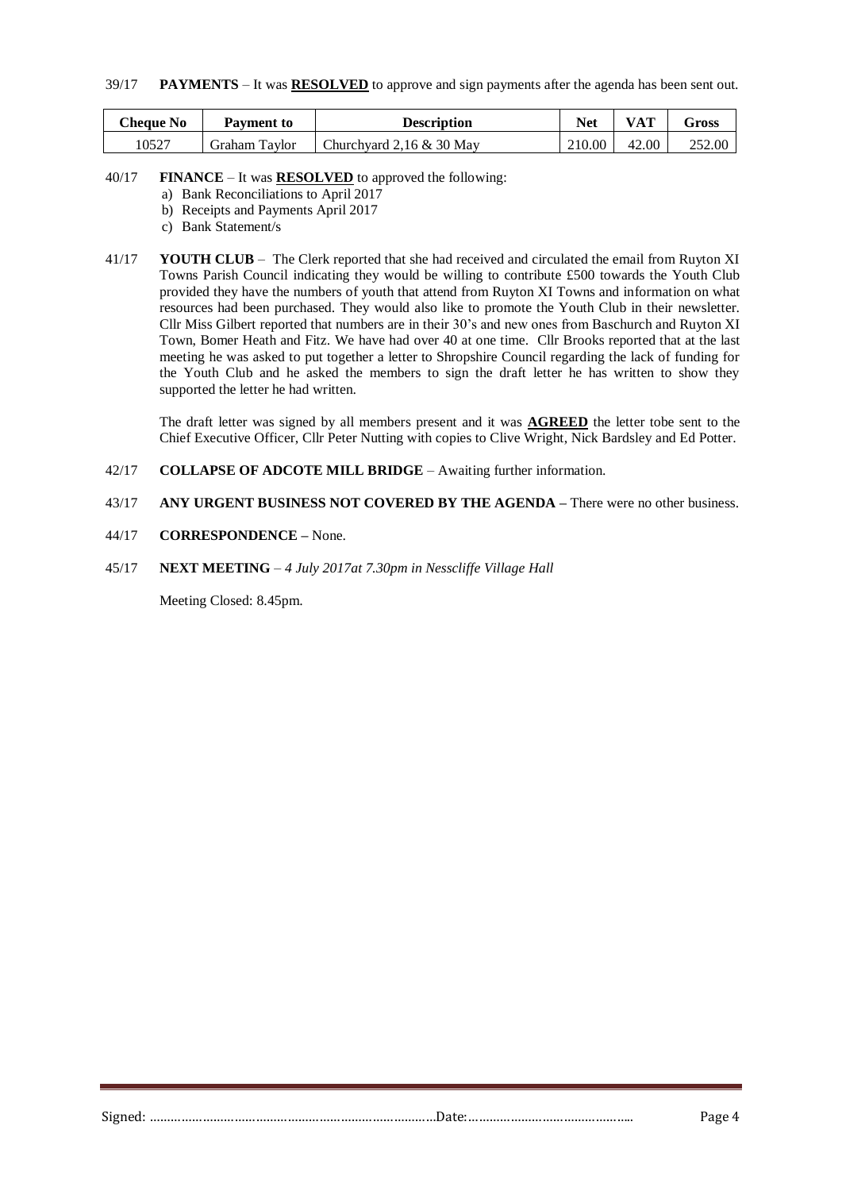39/17 **PAYMENTS** – It was **RESOLVED** to approve and sign payments after the agenda has been sent out.

| Cheque No | Payment to | Description | Net | VAT | Gross |
|---|---|---|---|---|---|
| 10527 | Graham Taylor | Churchyard 2,16 & 30 May | 210.00 | 42.00 | 252.00 |

40/17 **FINANCE** – It was **RESOLVED** to approved the following:

a) Bank Reconciliations to April 2017
b) Receipts and Payments April 2017
c) Bank Statement/s

41/17 **YOUTH CLUB** – The Clerk reported that she had received and circulated the email from Ruyton XI Towns Parish Council indicating they would be willing to contribute £500 towards the Youth Club provided they have the numbers of youth that attend from Ruyton XI Towns and information on what resources had been purchased. They would also like to promote the Youth Club in their newsletter. Cllr Miss Gilbert reported that numbers are in their 30's and new ones from Baschurch and Ruyton XI Town, Bomer Heath and Fitz. We have had over 40 at one time. Cllr Brooks reported that at the last meeting he was asked to put together a letter to Shropshire Council regarding the lack of funding for the Youth Club and he asked the members to sign the draft letter he has written to show they supported the letter he had written.

The draft letter was signed by all members present and it was **AGREED** the letter tobe sent to the Chief Executive Officer, Cllr Peter Nutting with copies to Clive Wright, Nick Bardsley and Ed Potter.

42/17 **COLLAPSE OF ADCOTE MILL BRIDGE** – Awaiting further information.

43/17 **ANY URGENT BUSINESS NOT COVERED BY THE AGENDA –** There were no other business.

44/17 **CORRESPONDENCE –** None.

45/17 **NEXT MEETING** – *4 July 2017at 7.30pm in Nesscliffe Village Hall*

Meeting Closed: 8.45pm.

Signed: ……………………………………………………………………Date:………………………………………..